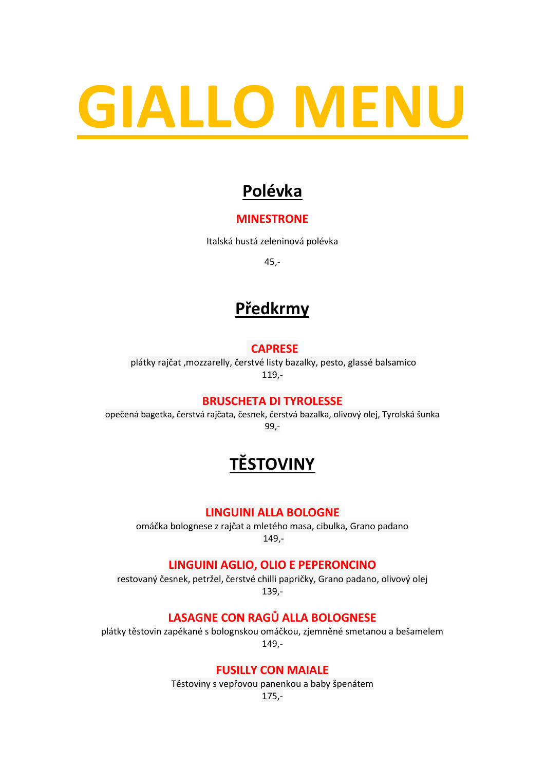# GIALLO MENU

## Polévka

### MINESTRONE

Italská hustá zeleninová polévka

45,-

## Předkrmy

### CAPRESE

plátky rajčat ,mozzarelly, čerstvé listy bazalky, pesto, glassé balsamico

119,-

### BRUSCHETA DI TYROLESSE

opečená bagetka, čerstvá rajčata, česnek, čerstvá bazalka, olivový olej, Tyrolská šunka

99,-

## TĚSTOVINY

### LINGUINI ALLA BOLOGNE

omáčka bolognese z rajčat a mletého masa, cibulka, Grano padano

149,-

### LINGUINI AGLIO, OLIO E PEPERONCINO

restovaný česnek, petržel, čerstvé chilli papričky, Grano padano, olivový olej

139,-

### LASAGNE CON RAGŮ ALLA BOLOGNESE

plátky těstovin zapékané s bolognskou omáčkou, zjemněné smetanou a bešamelem

149,-

### FUSILLY CON MAIALE

Těstoviny s vepřovou panenkou a baby špenátem

175,-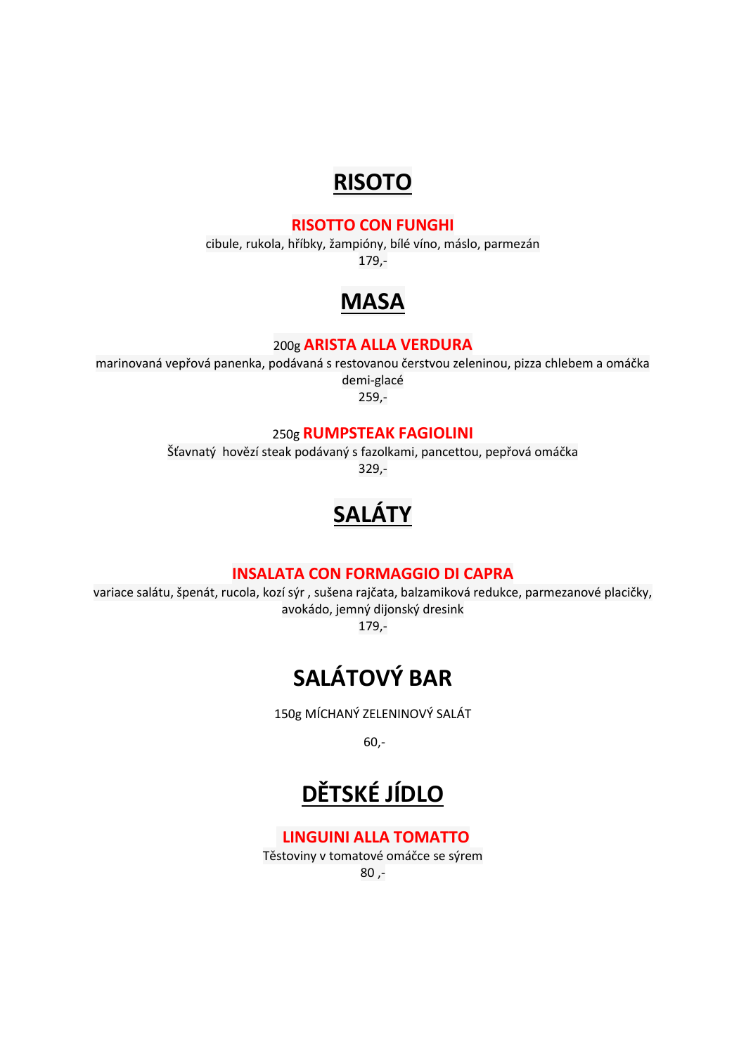# RISOTO

## RISOTTO CON FUNGHI

cibule, rukola, hříbky, žampióny, bílé víno, máslo, parmezán

179,-

# MASA

## 200g ARISTA ALLA VERDURA

marinovaná vepřová panenka, podávaná s restovanou čerstvou zeleninou, pizza chlebem a omáčka demi-glacé

259,-

## 250g RUMPSTEAK FAGIOLINI

Šťavnatý hovězí steak podávaný s fazolkami, pancettou, pepřová omáčka

329,-

# SALÁTY

## INSALATA CON FORMAGGIO DI CAPRA

variace salátu, špenát, rucola, kozí sýr , sušena rajčata, balzamiková redukce, parmezanové placičky, avokádo, jemný dijonský dresink

179,-

# SALÁTOVÝ BAR

150g MÍCHANÝ ZELENINOVÝ SALÁT

60,-

# DĚTSKÉ JÍDLO

## LINGUINI ALLA TOMATTO

Těstoviny v tomatové omáčce se sýrem

80 ,-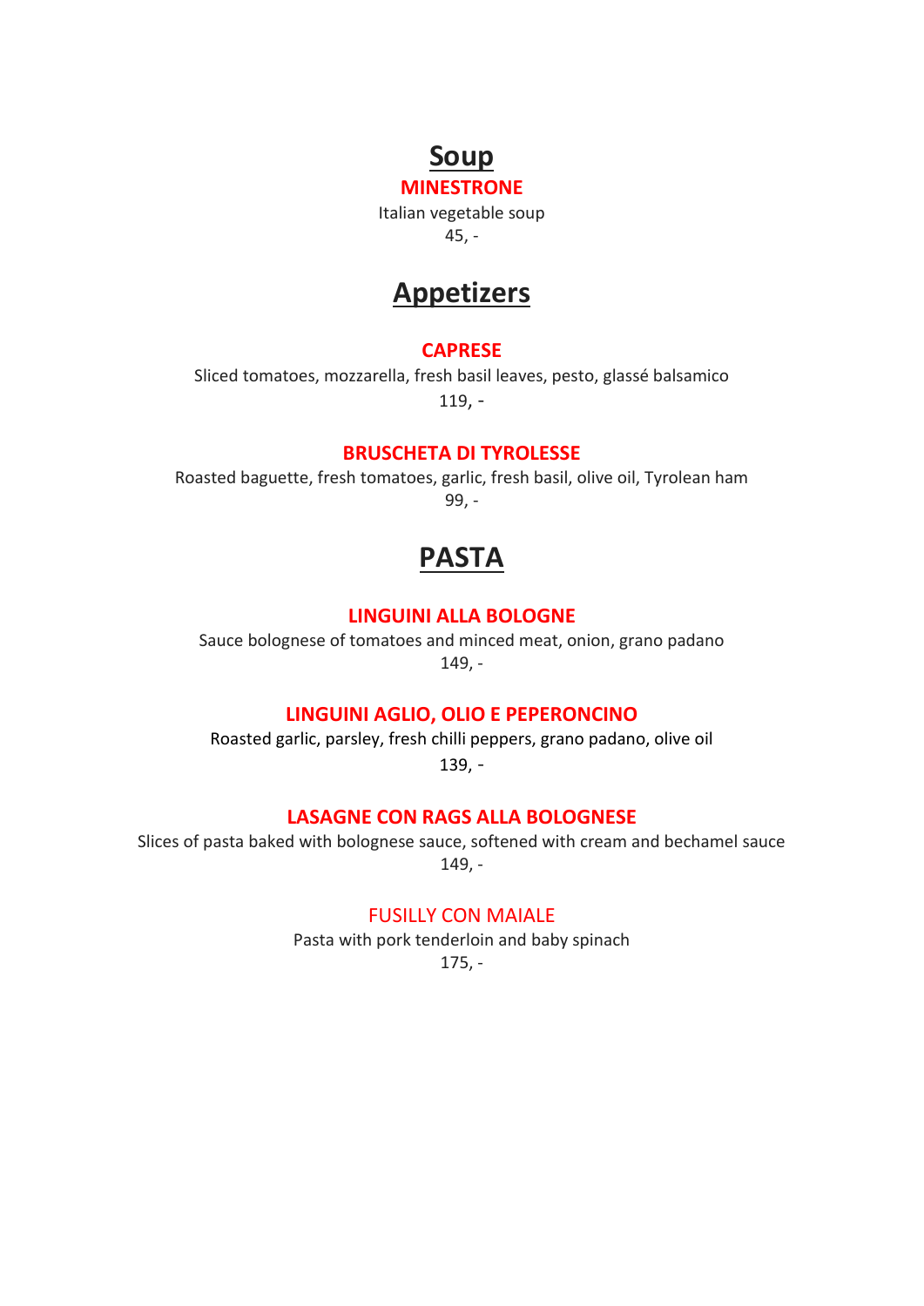# Soup

### MINESTRONE

Italian vegetable soup

45, -

# Appetizers

### CAPRESE

Sliced tomatoes, mozzarella, fresh basil leaves, pesto, glassé balsamico

119, -

### BRUSCHETA DI TYROLESSE

Roasted baguette, fresh tomatoes, garlic, fresh basil, olive oil, Tyrolean ham

99, -

# PASTA

### LINGUINI ALLA BOLOGNE

Sauce bolognese of tomatoes and minced meat, onion, grano padano

149, -

### LINGUINI AGLIO, OLIO E PEPERONCINO

Roasted garlic, parsley, fresh chilli peppers, grano padano, olive oil

139, -

### LASAGNE CON RAGS ALLA BOLOGNESE

Slices of pasta baked with bolognese sauce, softened with cream and bechamel sauce

149, -

### FUSILLY CON MAIALE

Pasta with pork tenderloin and baby spinach

175, -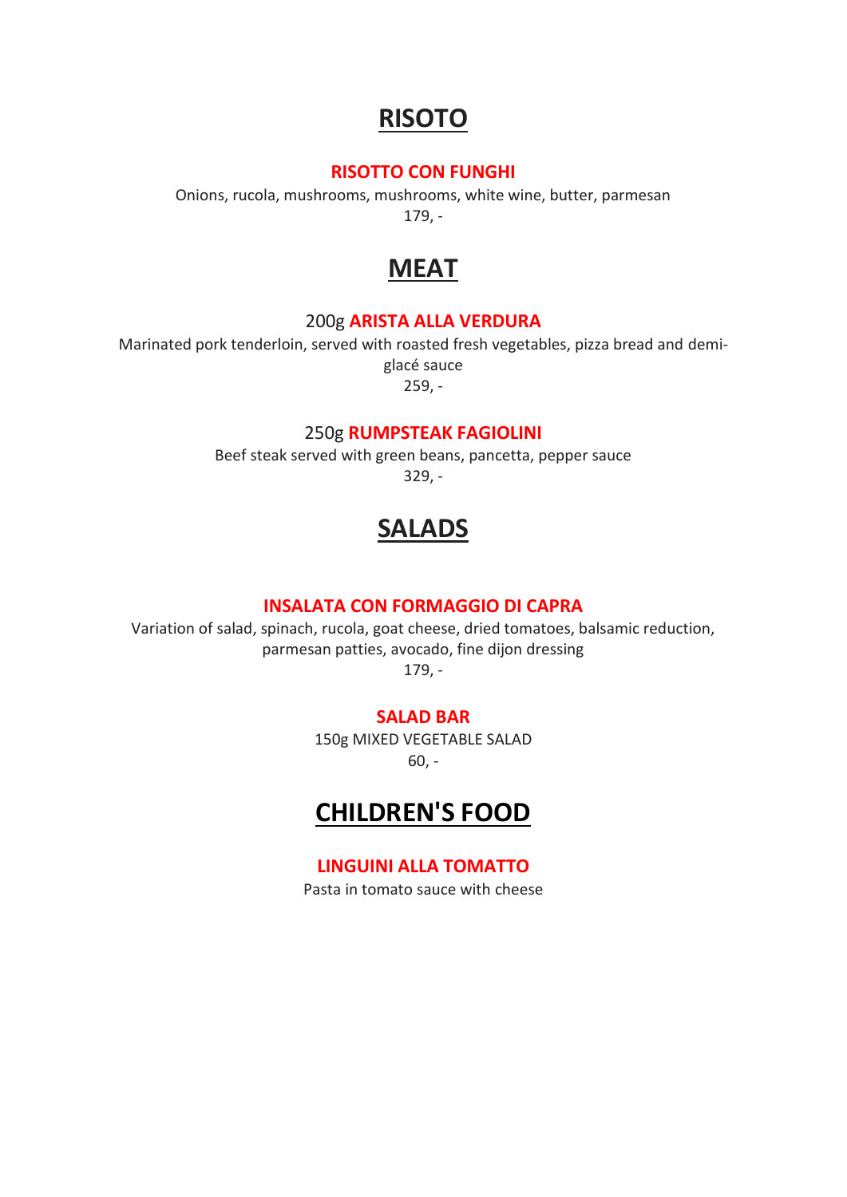# RISOTO

**RISOTTO CON FUNGHI**

Onions, rucola, mushrooms, mushrooms, white wine, butter, parmesan

179, -

# MEAT

200g **ARISTA ALLA VERDURA**

Marinated pork tenderloin, served with roasted fresh vegetables, pizza bread and demi-glacé sauce

259, -

250g **RUMPSTEAK FAGIOLINI**

Beef steak served with green beans, pancetta, pepper sauce

329, -

# SALADS

**INSALATA CON FORMAGGIO DI CAPRA**

Variation of salad, spinach, rucola, goat cheese, dried tomatoes, balsamic reduction, parmesan patties, avocado, fine dijon dressing

179, -

**SALAD BAR**

150g MIXED VEGETABLE SALAD

60, -

# CHILDREN'S FOOD

**LINGUINI ALLA TOMATTO**

Pasta in tomato sauce with cheese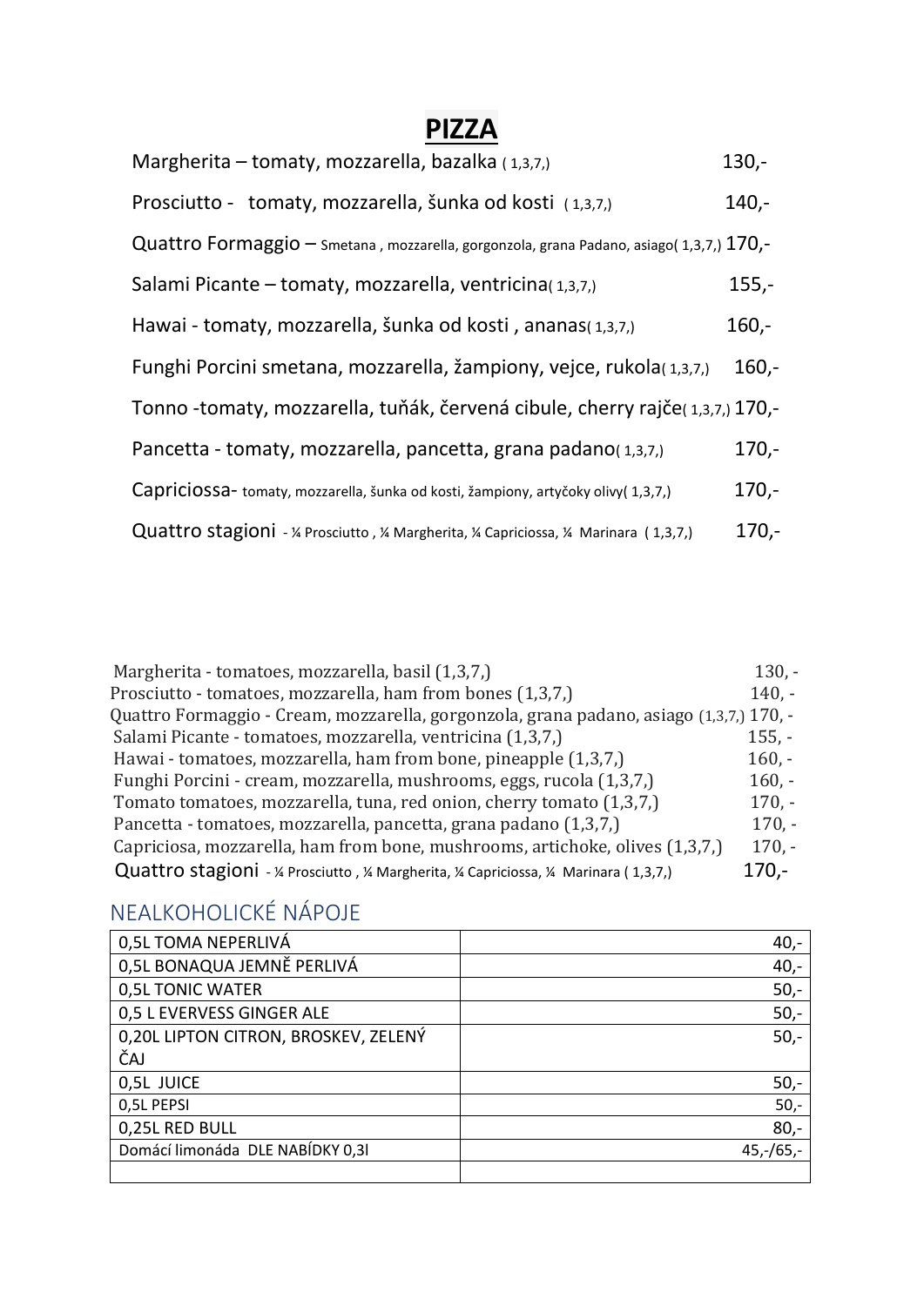# PIZZA

Margherita – tomaty, mozzarella, bazalka ( 1,3,7,) 130,-

Prosciutto - tomaty, mozzarella, šunka od kosti ( 1,3,7,) 140,-

Quattro Formaggio – Smetana , mozzarella, gorgonzola, grana Padano, asiago( 1,3,7,) 170,-

Salami Picante – tomaty, mozzarella, ventricina( 1,3,7,) 155,-

Hawai - tomaty, mozzarella, šunka od kosti , ananas( 1,3,7,) 160,-

Funghi Porcini smetana, mozzarella, žampiony, vejce, rukola( 1,3,7,) 160,-

Tonno -tomaty, mozzarella, tuňák, červená cibule, cherry rajče( 1,3,7,) 170,-

Pancetta - tomaty, mozzarella, pancetta, grana padano( 1,3,7,) 170,-

Capriciossa- tomaty, mozzarella, šunka od kosti, žampiony, artyčoky olivy( 1,3,7,) 170,-

Quattro stagioni - ¼ Prosciutto , ¼ Margherita, ¼ Capriciossa, ¼ Marinara ( 1,3,7,) 170,-

Margherita - tomatoes, mozzarella, basil (1,3,7,) 130, -
Prosciutto - tomatoes, mozzarella, ham from bones (1,3,7,) 140, -
Quattro Formaggio - Cream, mozzarella, gorgonzola, grana padano, asiago (1,3,7,) 170, -
Salami Picante - tomatoes, mozzarella, ventricina (1,3,7,) 155, -
Hawai - tomatoes, mozzarella, ham from bone, pineapple (1,3,7,) 160, -
Funghi Porcini - cream, mozzarella, mushrooms, eggs, rucola (1,3,7,) 160, -
Tomato tomatoes, mozzarella, tuna, red onion, cherry tomato (1,3,7,) 170, -
Pancetta - tomatoes, mozzarella, pancetta, grana padano (1,3,7,) 170, -
Capriciosa, mozzarella, ham from bone, mushrooms, artichoke, olives (1,3,7,) 170, -
Quattro stagioni - ¼ Prosciutto , ¼ Margherita, ¼ Capriciossa, ¼ Marinara ( 1,3,7,) 170,-

## NEALKOHOLICKÉ NÁPOJE

| | |
|---|---|
| 0,5L TOMA NEPERLIVÁ | 40,- |
| 0,5L BONAQUA JEMNĚ PERLIVÁ | 40,- |
| 0,5L TONIC WATER | 50,- |
| 0,5 L EVERVESS GINGER ALE | 50,- |
| 0,20L LIPTON CITRON, BROSKEV, ZELENÝ ČAJ | 50,- |
| 0,5L JUICE | 50,- |
| 0,5L PEPSI | 50,- |
| 0,25L RED BULL | 80,- |
| Domácí limonáda DLE NABÍDKY 0,3l | 45,-/65,- |
| | |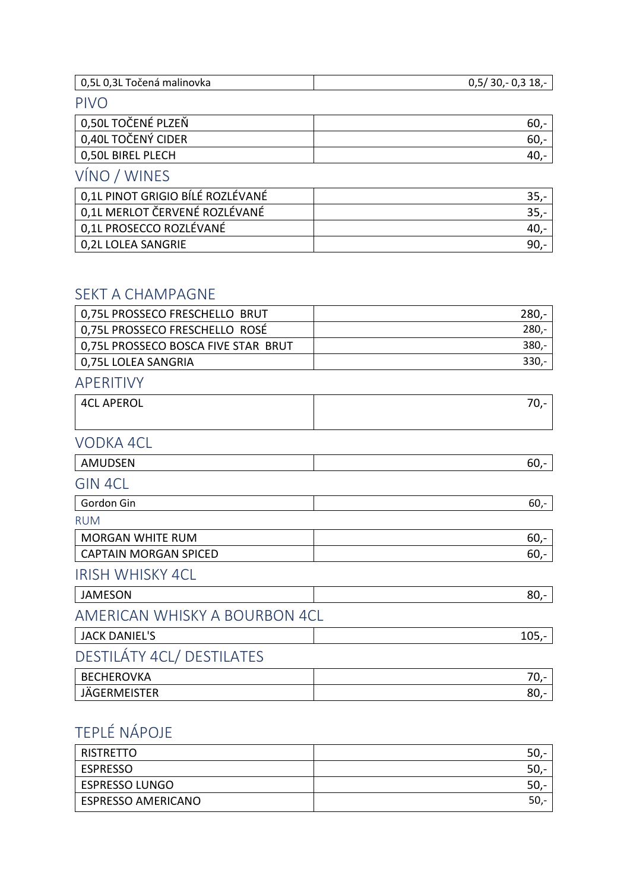| 0,5L 0,3L Točená malinovka | 0,5/ 30,- 0,3 18,- |
|---|---|

## PIVO

| 0,50L TOČENÉ PLZEŇ | 60,- |
|---|---|
| 0,40L TOČENÝ CIDER | 60,- |
| 0,50L BIREL PLECH | 40,- |

## VÍNO / WINES

| 0,1L PINOT GRIGIO BÍLÉ ROZLÉVANÉ | 35,- |
|---|---|
| 0,1L MERLOT ČERVENÉ ROZLÉVANÉ | 35,- |
| 0,1L PROSECCO ROZLÉVANÉ | 40,- |
| 0,2L LOLEA SANGRIE | 90,- |

## SEKT A CHAMPAGNE

| 0,75L PROSSECO FRESCHELLO BRUT | 280,- |
|---|---|
| 0,75L PROSSECO FRESCHELLO ROSÉ | 280,- |
| 0,75L PROSSECO BOSCA FIVE STAR BRUT | 380,- |
| 0,75L LOLEA SANGRIA | 330,- |

## APERITIVY

| 4CL APEROL | 70,- |
|---|---|

## VODKA 4CL

| AMUDSEN | 60,- |
|---|---|

## GIN 4CL

| Gordon Gin | 60,- |
|---|---|

### RUM

| MORGAN WHITE RUM | 60,- |
|---|---|
| CAPTAIN MORGAN SPICED | 60,- |

## IRISH WHISKY 4CL

| JAMESON | 80,- |
|---|---|

## AMERICAN WHISKY A BOURBON 4CL

| JACK DANIEL'S | 105,- |
|---|---|

## DESTILÁTY 4CL/ DESTILATES

| BECHEROVKA | 70,- |
|---|---|
| JÄGERMEISTER | 80,- |

## TEPLÉ NÁPOJE

| RISTRETTO | 50,- |
|---|---|
| ESPRESSO | 50,- |
| ESPRESSO LUNGO | 50,- |
| ESPRESSO AMERICANO | 50,- |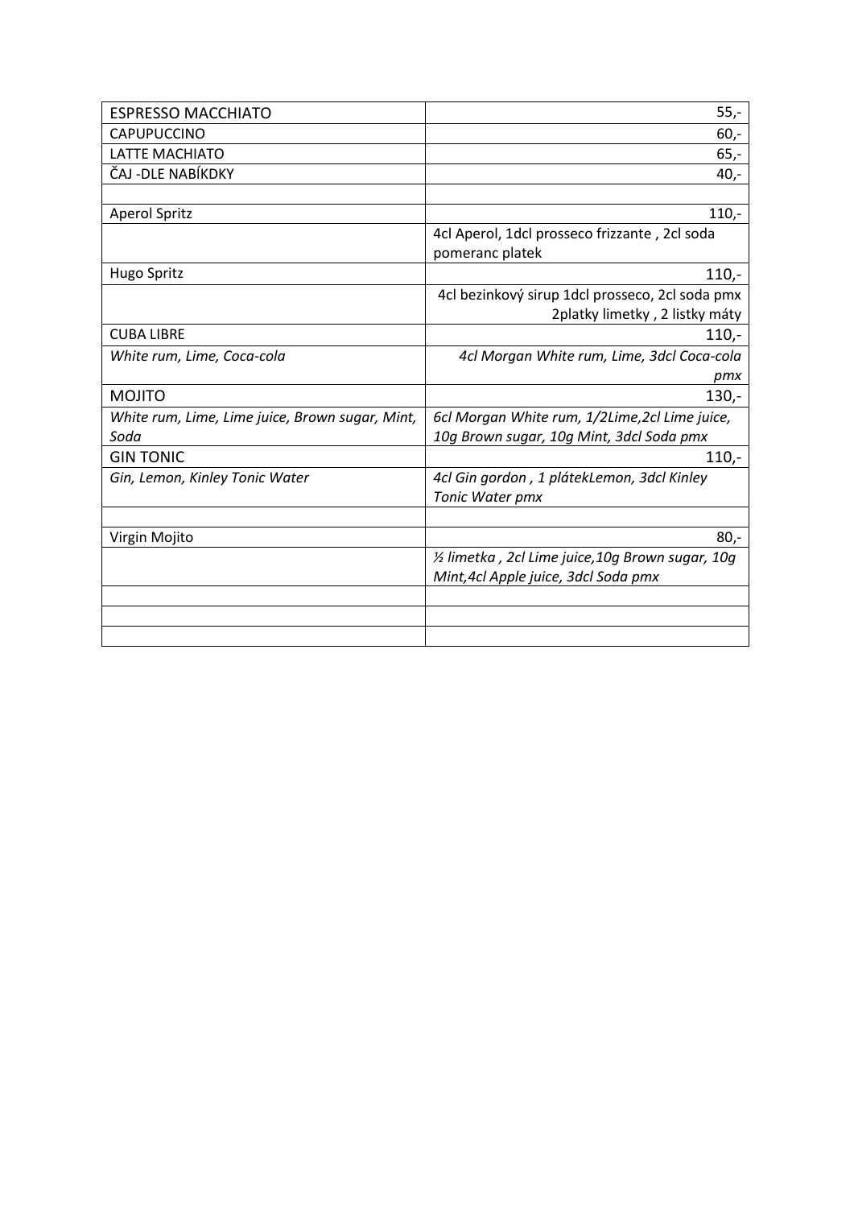| | |
|---|---|
| ESPRESSO MACCHIATO | 55,- |
| CAPUPUCCINO | 60,- |
| LATTE MACHIATO | 65,- |
| ČAJ -DLE NABÍKDKY | 40,- |
| | |
| Aperol Spritz | 110,- |
| | 4cl Aperol, 1dcl prosseco frizzante , 2cl soda pomeranc platek |
| Hugo Spritz | 110,- |
| | 4cl bezinkový sirup 1dcl prosseco, 2cl soda pmx 2platky limetky , 2 listky máty |
| CUBA LIBRE | 110,- |
| *White rum, Lime, Coca-cola* | *4cl Morgan White rum, Lime, 3dcl Coca-cola pmx* |
| MOJITO | 130,- |
| *White rum, Lime, Lime juice, Brown sugar, Mint, Soda* | *6cl Morgan White rum, 1/2Lime,2cl Lime juice, 10g Brown sugar, 10g Mint, 3dcl Soda pmx* |
| GIN TONIC | 110,- |
| *Gin, Lemon, Kinley Tonic Water* | *4cl Gin gordon , 1 plátekLemon, 3dcl Kinley Tonic Water pmx* |
| | |
| Virgin Mojito | 80,- |
| | *½ limetka , 2cl Lime juice,10g Brown sugar, 10g Mint,4cl Apple juice, 3dcl Soda pmx* |
| | |
| | |
| | |